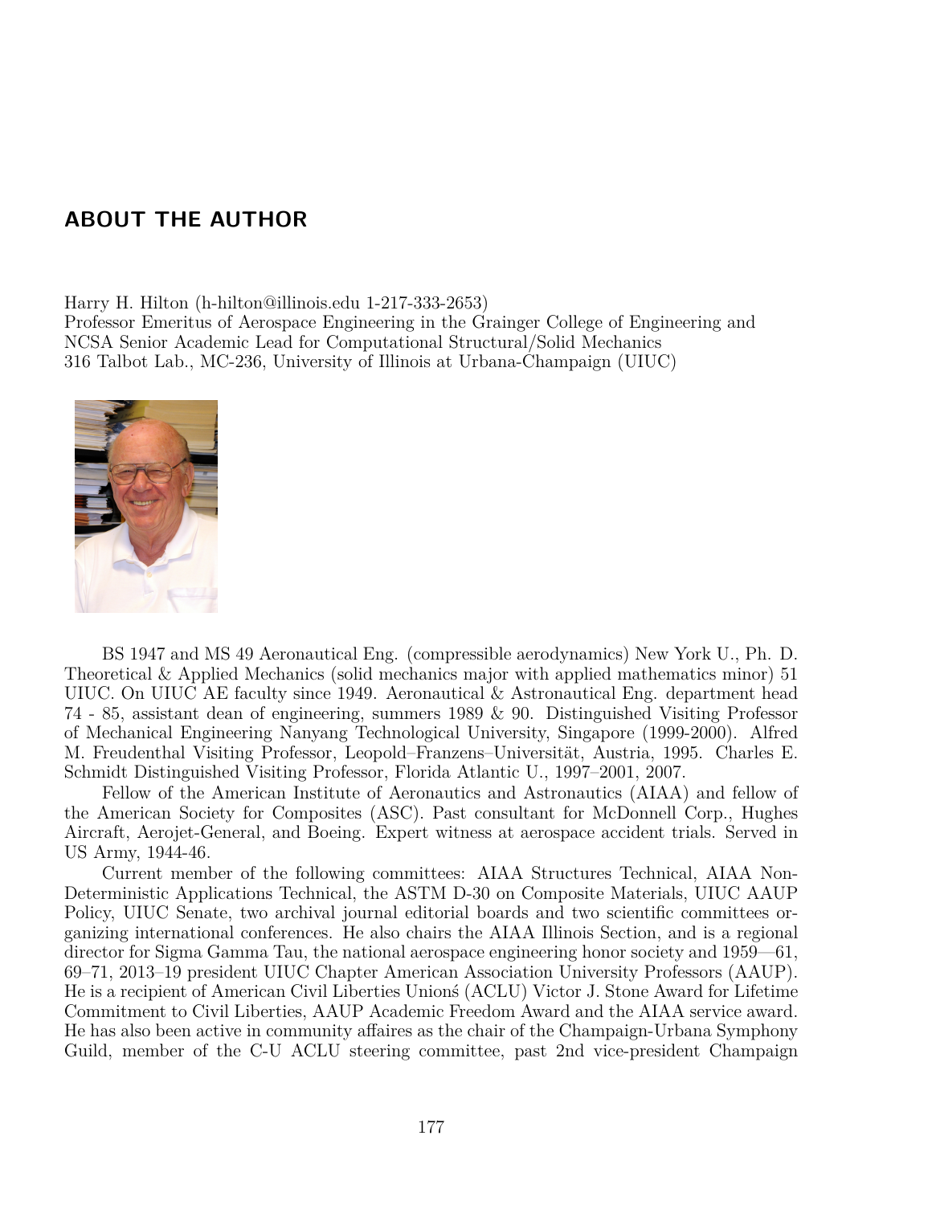## ABOUT THE AUTHOR

Harry H. Hilton (h-hilton@illinois.edu 1-217-333-2653)
Professor Emeritus of Aerospace Engineering in the Grainger College of Engineering and
NCSA Senior Academic Lead for Computational Structural/Solid Mechanics
316 Talbot Lab., MC-236, University of Illinois at Urbana-Champaign (UIUC)

BS 1947 and MS 49 Aeronautical Eng. (compressible aerodynamics) New York U., Ph. D. Theoretical & Applied Mechanics (solid mechanics major with applied mathematics minor) 51 UIUC. On UIUC AE faculty since 1949. Aeronautical & Astronautical Eng. department head 74 - 85, assistant dean of engineering, summers 1989 & 90. Distinguished Visiting Professor of Mechanical Engineering Nanyang Technological University, Singapore (1999-2000). Alfred M. Freudenthal Visiting Professor, Leopold–Franzens–Universität, Austria, 1995. Charles E. Schmidt Distinguished Visiting Professor, Florida Atlantic U., 1997–2001, 2007.

Fellow of the American Institute of Aeronautics and Astronautics (AIAA) and fellow of the American Society for Composites (ASC). Past consultant for McDonnell Corp., Hughes Aircraft, Aerojet-General, and Boeing. Expert witness at aerospace accident trials. Served in US Army, 1944-46.

Current member of the following committees: AIAA Structures Technical, AIAA Non-Deterministic Applications Technical, the ASTM D-30 on Composite Materials, UIUC AAUP Policy, UIUC Senate, two archival journal editorial boards and two scientific committees organizing international conferences. He also chairs the AIAA Illinois Section, and is a regional director for Sigma Gamma Tau, the national aerospace engineering honor society and 1959—61, 69–71, 2013–19 president UIUC Chapter American Association University Professors (AAUP). He is a recipient of American Civil Liberties Unionś (ACLU) Victor J. Stone Award for Lifetime Commitment to Civil Liberties, AAUP Academic Freedom Award and the AIAA service award. He has also been active in community affaires as the chair of the Champaign-Urbana Symphony Guild, member of the C-U ACLU steering committee, past 2nd vice-president Champaign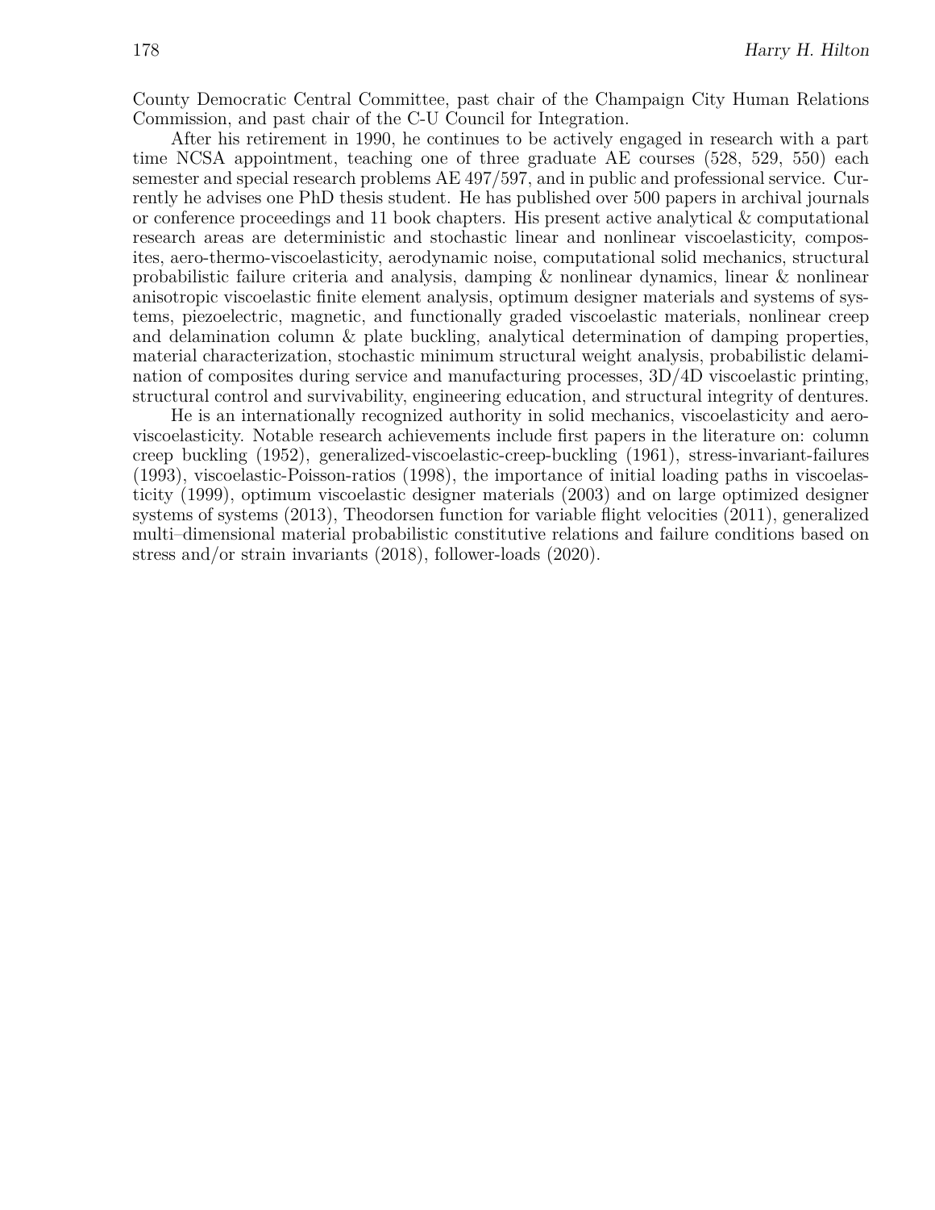County Democratic Central Committee, past chair of the Champaign City Human Relations Commission, and past chair of the C-U Council for Integration.

After his retirement in 1990, he continues to be actively engaged in research with a part time NCSA appointment, teaching one of three graduate AE courses (528, 529, 550) each semester and special research problems AE 497/597, and in public and professional service. Currently he advises one PhD thesis student. He has published over 500 papers in archival journals or conference proceedings and 11 book chapters. His present active analytical & computational research areas are deterministic and stochastic linear and nonlinear viscoelasticity, composites, aero-thermo-viscoelasticity, aerodynamic noise, computational solid mechanics, structural probabilistic failure criteria and analysis, damping & nonlinear dynamics, linear & nonlinear anisotropic viscoelastic finite element analysis, optimum designer materials and systems of systems, piezoelectric, magnetic, and functionally graded viscoelastic materials, nonlinear creep and delamination column & plate buckling, analytical determination of damping properties, material characterization, stochastic minimum structural weight analysis, probabilistic delamination of composites during service and manufacturing processes, 3D/4D viscoelastic printing, structural control and survivability, engineering education, and structural integrity of dentures.

He is an internationally recognized authority in solid mechanics, viscoelasticity and aero-viscoelasticity. Notable research achievements include first papers in the literature on: column creep buckling (1952), generalized-viscoelastic-creep-buckling (1961), stress-invariant-failures (1993), viscoelastic-Poisson-ratios (1998), the importance of initial loading paths in viscoelasticity (1999), optimum viscoelastic designer materials (2003) and on large optimized designer systems of systems (2013), Theodorsen function for variable flight velocities (2011), generalized multi–dimensional material probabilistic constitutive relations and failure conditions based on stress and/or strain invariants (2018), follower-loads (2020).